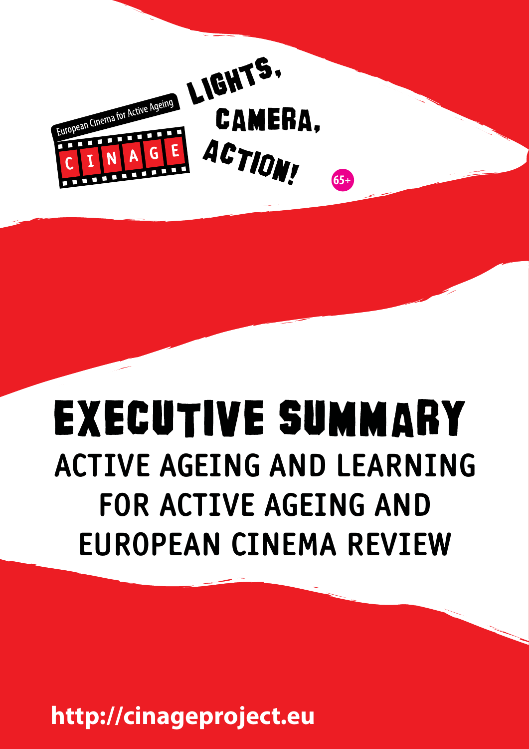European Cinema for Active Ageing

CINAGE

LIGHTS, CAMERA, ACTION!

65+

# EXECUTIVE SUMMARY

## ACTIVE AGEING AND LEARNING FOR ACTIVE AGEING AND EUROPEAN CINEMA REVIEW

**http://cinageproject.eu**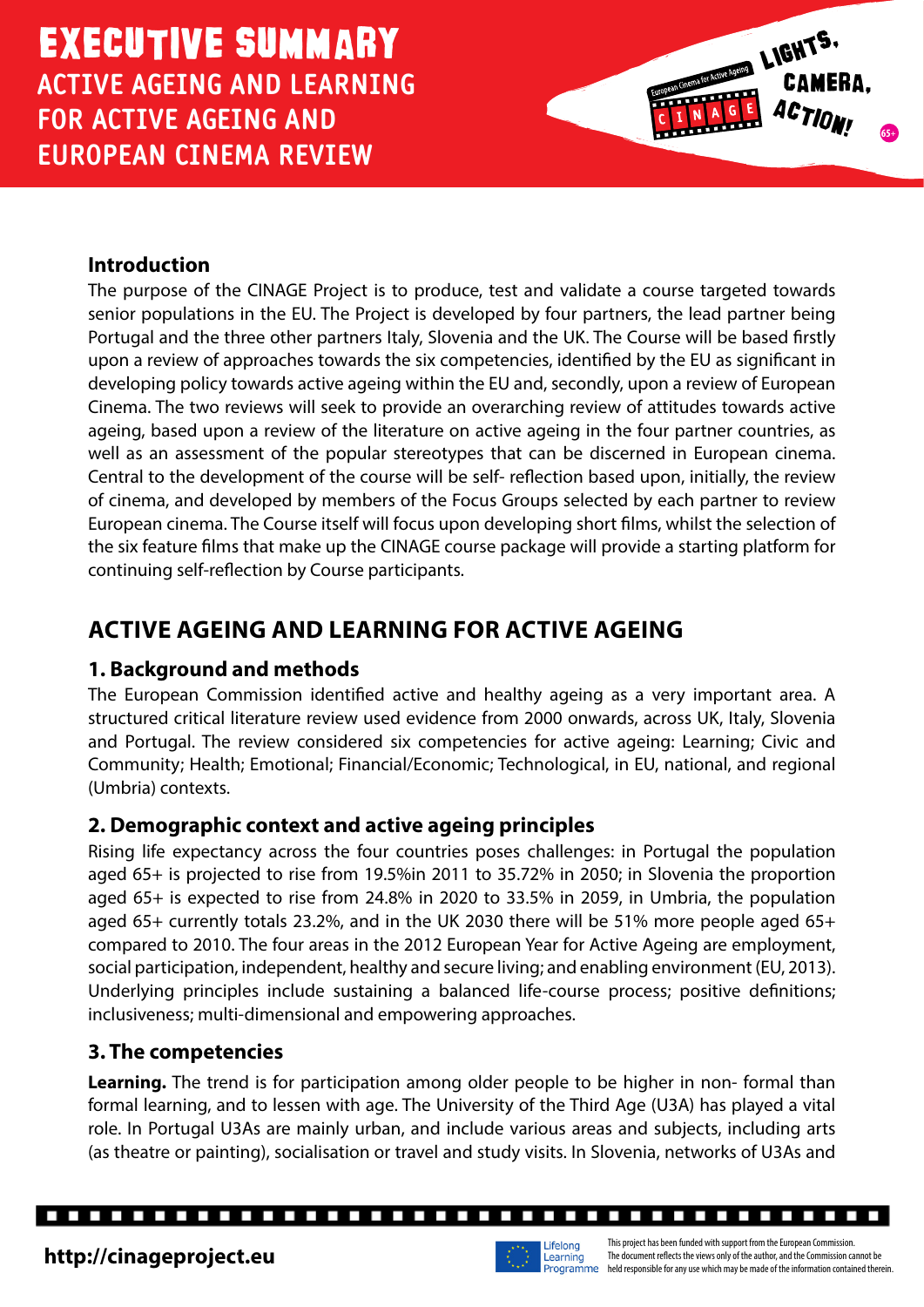# EXECUTIVE SUMMARY

## ACTIVE AGEING AND LEARNING FOR ACTIVE AGEING AND EUROPEAN CINEMA REVIEW

### Introduction

The purpose of the CINAGE Project is to produce, test and validate a course targeted towards senior populations in the EU. The Project is developed by four partners, the lead partner being Portugal and the three other partners Italy, Slovenia and the UK. The Course will be based firstly upon a review of approaches towards the six competencies, identified by the EU as significant in developing policy towards active ageing within the EU and, secondly, upon a review of European Cinema. The two reviews will seek to provide an overarching review of attitudes towards active ageing, based upon a review of the literature on active ageing in the four partner countries, as well as an assessment of the popular stereotypes that can be discerned in European cinema. Central to the development of the course will be self- reflection based upon, initially, the review of cinema, and developed by members of the Focus Groups selected by each partner to review European cinema. The Course itself will focus upon developing short films, whilst the selection of the six feature films that make up the CINAGE course package will provide a starting platform for continuing self-reflection by Course participants.

## ACTIVE AGEING AND LEARNING FOR ACTIVE AGEING

### 1. Background and methods

The European Commission identified active and healthy ageing as a very important area. A structured critical literature review used evidence from 2000 onwards, across UK, Italy, Slovenia and Portugal. The review considered six competencies for active ageing: Learning; Civic and Community; Health; Emotional; Financial/Economic; Technological, in EU, national, and regional (Umbria) contexts.

### 2. Demographic context and active ageing principles

Rising life expectancy across the four countries poses challenges: in Portugal the population aged 65+ is projected to rise from 19.5%in 2011 to 35.72% in 2050; in Slovenia the proportion aged 65+ is expected to rise from 24.8% in 2020 to 33.5% in 2059, in Umbria, the population aged 65+ currently totals 23.2%, and in the UK 2030 there will be 51% more people aged 65+ compared to 2010. The four areas in the 2012 European Year for Active Ageing are employment, social participation, independent, healthy and secure living; and enabling environment (EU, 2013). Underlying principles include sustaining a balanced life-course process; positive definitions; inclusiveness; multi-dimensional and empowering approaches.

### 3. The competencies

**Learning.** The trend is for participation among older people to be higher in non- formal than formal learning, and to lessen with age. The University of the Third Age (U3A) has played a vital role. In Portugal U3As are mainly urban, and include various areas and subjects, including arts (as theatre or painting), socialisation or travel and study visits. In Slovenia, networks of U3As and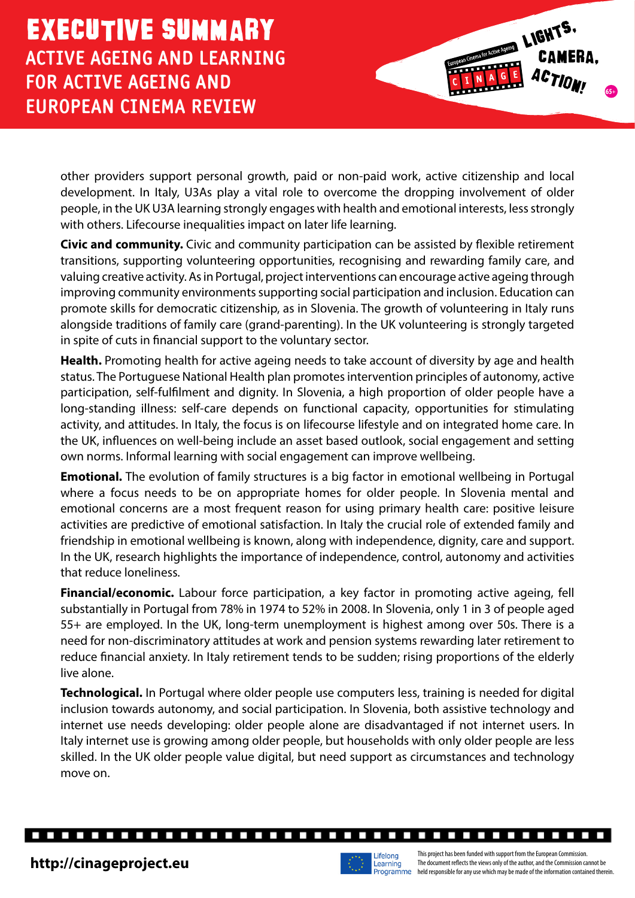other providers support personal growth, paid or non-paid work, active citizenship and local development. In Italy, U3As play a vital role to overcome the dropping involvement of older people, in the UK U3A learning strongly engages with health and emotional interests, less strongly with others. Lifecourse inequalities impact on later life learning.

**Civic and community.** Civic and community participation can be assisted by flexible retirement transitions, supporting volunteering opportunities, recognising and rewarding family care, and valuing creative activity. As in Portugal, project interventions can encourage active ageing through improving community environments supporting social participation and inclusion. Education can promote skills for democratic citizenship, as in Slovenia. The growth of volunteering in Italy runs alongside traditions of family care (grand-parenting). In the UK volunteering is strongly targeted in spite of cuts in financial support to the voluntary sector.

**Health.** Promoting health for active ageing needs to take account of diversity by age and health status. The Portuguese National Health plan promotes intervention principles of autonomy, active participation, self-fulfilment and dignity. In Slovenia, a high proportion of older people have a long-standing illness: self-care depends on functional capacity, opportunities for stimulating activity, and attitudes. In Italy, the focus is on lifecourse lifestyle and on integrated home care. In the UK, influences on well-being include an asset based outlook, social engagement and setting own norms. Informal learning with social engagement can improve wellbeing.

**Emotional.** The evolution of family structures is a big factor in emotional wellbeing in Portugal where a focus needs to be on appropriate homes for older people. In Slovenia mental and emotional concerns are a most frequent reason for using primary health care: positive leisure activities are predictive of emotional satisfaction. In Italy the crucial role of extended family and friendship in emotional wellbeing is known, along with independence, dignity, care and support. In the UK, research highlights the importance of independence, control, autonomy and activities that reduce loneliness.

**Financial/economic.** Labour force participation, a key factor in promoting active ageing, fell substantially in Portugal from 78% in 1974 to 52% in 2008. In Slovenia, only 1 in 3 of people aged 55+ are employed. In the UK, long-term unemployment is highest among over 50s. There is a need for non-discriminatory attitudes at work and pension systems rewarding later retirement to reduce financial anxiety. In Italy retirement tends to be sudden; rising proportions of the elderly live alone.

**Technological.** In Portugal where older people use computers less, training is needed for digital inclusion towards autonomy, and social participation. In Slovenia, both assistive technology and internet use needs developing: older people alone are disadvantaged if not internet users. In Italy internet use is growing among older people, but households with only older people are less skilled. In the UK older people value digital, but need support as circumstances and technology move on.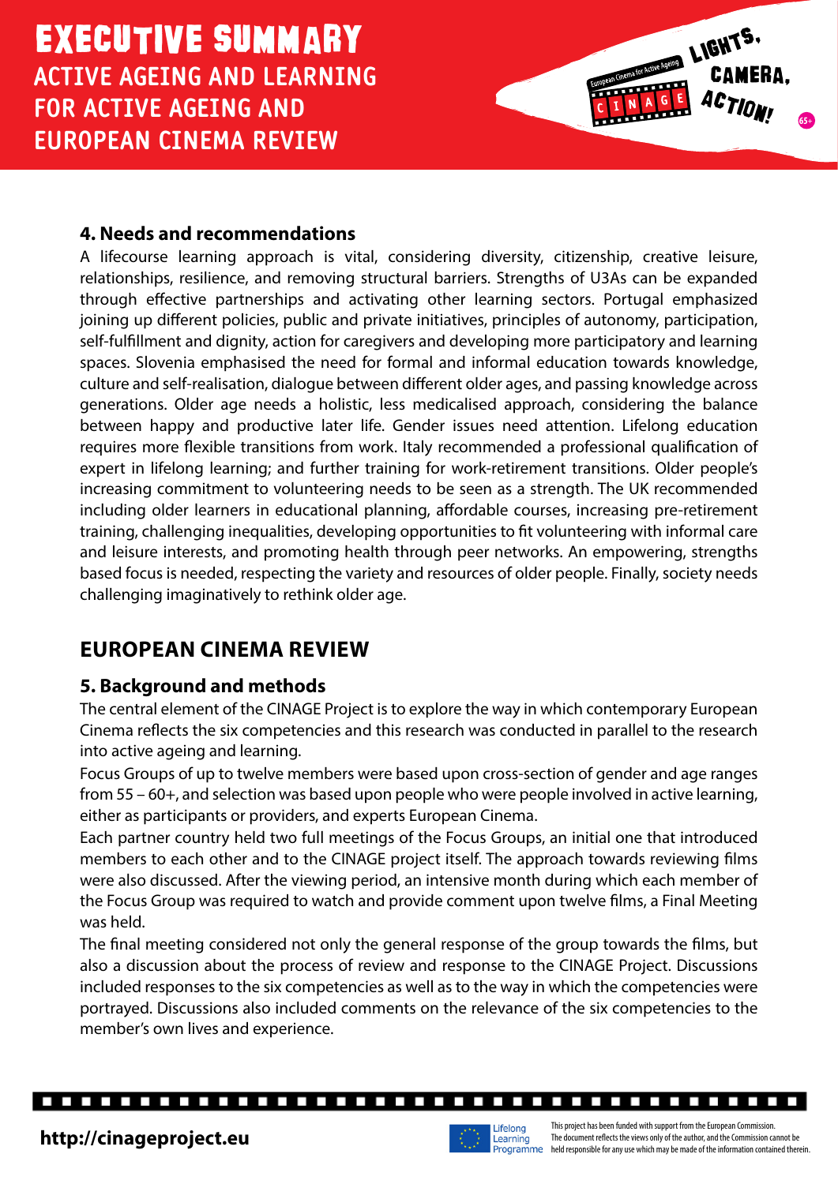## 4. Needs and recommendations

A lifecourse learning approach is vital, considering diversity, citizenship, creative leisure, relationships, resilience, and removing structural barriers. Strengths of U3As can be expanded through effective partnerships and activating other learning sectors. Portugal emphasized joining up different policies, public and private initiatives, principles of autonomy, participation, self-fulfillment and dignity, action for caregivers and developing more participatory and learning spaces. Slovenia emphasised the need for formal and informal education towards knowledge, culture and self-realisation, dialogue between different older ages, and passing knowledge across generations. Older age needs a holistic, less medicalised approach, considering the balance between happy and productive later life. Gender issues need attention. Lifelong education requires more flexible transitions from work. Italy recommended a professional qualification of expert in lifelong learning; and further training for work-retirement transitions. Older people's increasing commitment to volunteering needs to be seen as a strength. The UK recommended including older learners in educational planning, affordable courses, increasing pre-retirement training, challenging inequalities, developing opportunities to fit volunteering with informal care and leisure interests, and promoting health through peer networks. An empowering, strengths based focus is needed, respecting the variety and resources of older people. Finally, society needs challenging imaginatively to rethink older age.

# EUROPEAN CINEMA REVIEW

## 5. Background and methods

The central element of the CINAGE Project is to explore the way in which contemporary European Cinema reflects the six competencies and this research was conducted in parallel to the research into active ageing and learning.

Focus Groups of up to twelve members were based upon cross-section of gender and age ranges from 55 – 60+, and selection was based upon people who were people involved in active learning, either as participants or providers, and experts European Cinema.

Each partner country held two full meetings of the Focus Groups, an initial one that introduced members to each other and to the CINAGE project itself. The approach towards reviewing films were also discussed. After the viewing period, an intensive month during which each member of the Focus Group was required to watch and provide comment upon twelve films, a Final Meeting was held.

The final meeting considered not only the general response of the group towards the films, but also a discussion about the process of review and response to the CINAGE Project. Discussions included responses to the six competencies as well as to the way in which the competencies were portrayed. Discussions also included comments on the relevance of the six competencies to the member's own lives and experience.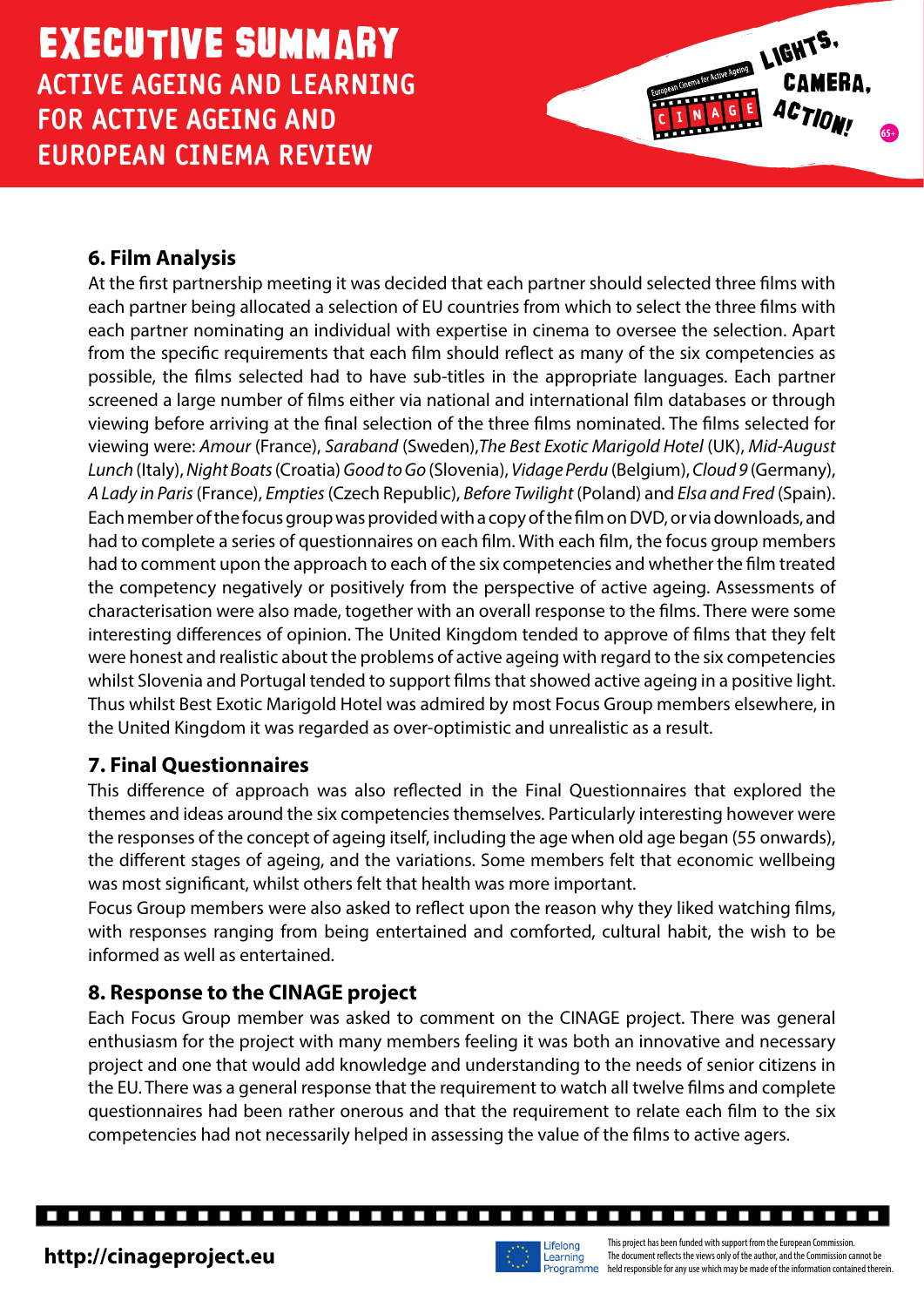## 6. Film Analysis

At the first partnership meeting it was decided that each partner should selected three films with each partner being allocated a selection of EU countries from which to select the three films with each partner nominating an individual with expertise in cinema to oversee the selection. Apart from the specific requirements that each film should reflect as many of the six competencies as possible, the films selected had to have sub-titles in the appropriate languages. Each partner screened a large number of films either via national and international film databases or through viewing before arriving at the final selection of the three films nominated. The films selected for viewing were: *Amour* (France), *Saraband* (Sweden),*The Best Exotic Marigold Hotel* (UK), *Mid-August Lunch* (Italy), *Night Boats* (Croatia) *Good to Go* (Slovenia), *Vidage Perdu* (Belgium), *Cloud 9* (Germany), *A Lady in Paris* (France), *Empties* (Czech Republic), *Before Twilight* (Poland) and *Elsa and Fred* (Spain). Each member of the focus group was provided with a copy of the film on DVD, or via downloads, and had to complete a series of questionnaires on each film. With each film, the focus group members had to comment upon the approach to each of the six competencies and whether the film treated the competency negatively or positively from the perspective of active ageing. Assessments of characterisation were also made, together with an overall response to the films. There were some interesting differences of opinion. The United Kingdom tended to approve of films that they felt were honest and realistic about the problems of active ageing with regard to the six competencies whilst Slovenia and Portugal tended to support films that showed active ageing in a positive light. Thus whilst Best Exotic Marigold Hotel was admired by most Focus Group members elsewhere, in the United Kingdom it was regarded as over-optimistic and unrealistic as a result.

## 7. Final Questionnaires

This difference of approach was also reflected in the Final Questionnaires that explored the themes and ideas around the six competencies themselves. Particularly interesting however were the responses of the concept of ageing itself, including the age when old age began (55 onwards), the different stages of ageing, and the variations. Some members felt that economic wellbeing was most significant, whilst others felt that health was more important.

Focus Group members were also asked to reflect upon the reason why they liked watching films, with responses ranging from being entertained and comforted, cultural habit, the wish to be informed as well as entertained.

## 8. Response to the CINAGE project

Each Focus Group member was asked to comment on the CINAGE project. There was general enthusiasm for the project with many members feeling it was both an innovative and necessary project and one that would add knowledge and understanding to the needs of senior citizens in the EU. There was a general response that the requirement to watch all twelve films and complete questionnaires had been rather onerous and that the requirement to relate each film to the six competencies had not necessarily helped in assessing the value of the films to active agers.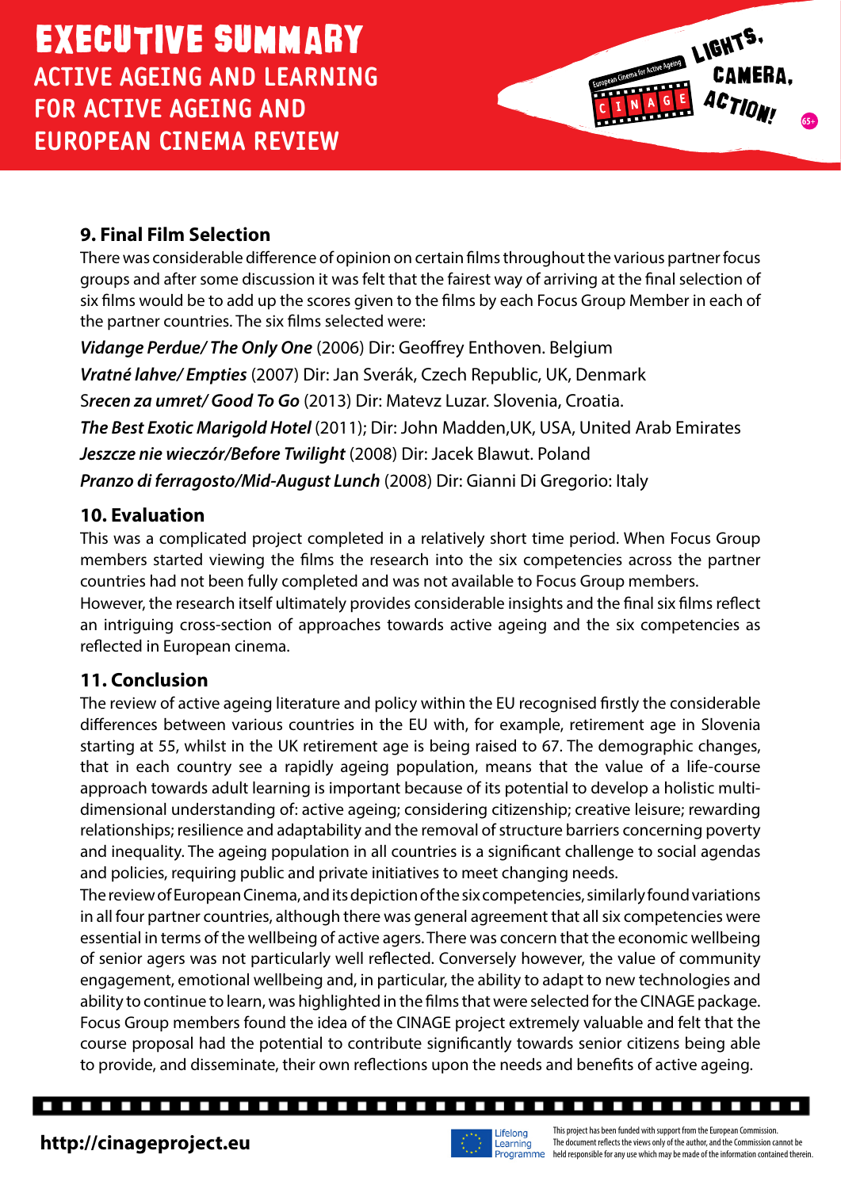## 9. Final Film Selection

There was considerable difference of opinion on certain films throughout the various partner focus groups and after some discussion it was felt that the fairest way of arriving at the final selection of six films would be to add up the scores given to the films by each Focus Group Member in each of the partner countries. The six films selected were:

***Vidange Perdue/ The Only One*** (2006) Dir: Geoffrey Enthoven. Belgium

***Vratné lahve/ Empties*** (2007) Dir: Jan Sverák, Czech Republic, UK, Denmark

S***recen za umret/ Good To Go*** (2013) Dir: Matevz Luzar. Slovenia, Croatia.

***The Best Exotic Marigold Hotel*** (2011); Dir: John Madden,UK, USA, United Arab Emirates

***Jeszcze nie wieczór/Before Twilight*** (2008) Dir: Jacek Blawut. Poland

***Pranzo di ferragosto/Mid-August Lunch*** (2008) Dir: Gianni Di Gregorio: Italy

## 10. Evaluation

This was a complicated project completed in a relatively short time period. When Focus Group members started viewing the films the research into the six competencies across the partner countries had not been fully completed and was not available to Focus Group members.

However, the research itself ultimately provides considerable insights and the final six films reflect an intriguing cross-section of approaches towards active ageing and the six competencies as reflected in European cinema.

## 11. Conclusion

The review of active ageing literature and policy within the EU recognised firstly the considerable differences between various countries in the EU with, for example, retirement age in Slovenia starting at 55, whilst in the UK retirement age is being raised to 67. The demographic changes, that in each country see a rapidly ageing population, means that the value of a life-course approach towards adult learning is important because of its potential to develop a holistic multi-dimensional understanding of: active ageing; considering citizenship; creative leisure; rewarding relationships; resilience and adaptability and the removal of structure barriers concerning poverty and inequality. The ageing population in all countries is a significant challenge to social agendas and policies, requiring public and private initiatives to meet changing needs.

The review of European Cinema, and its depiction of the six competencies, similarly found variations in all four partner countries, although there was general agreement that all six competencies were essential in terms of the wellbeing of active agers. There was concern that the economic wellbeing of senior agers was not particularly well reflected. Conversely however, the value of community engagement, emotional wellbeing and, in particular, the ability to adapt to new technologies and ability to continue to learn, was highlighted in the films that were selected for the CINAGE package. Focus Group members found the idea of the CINAGE project extremely valuable and felt that the course proposal had the potential to contribute significantly towards senior citizens being able to provide, and disseminate, their own reflections upon the needs and benefits of active ageing.